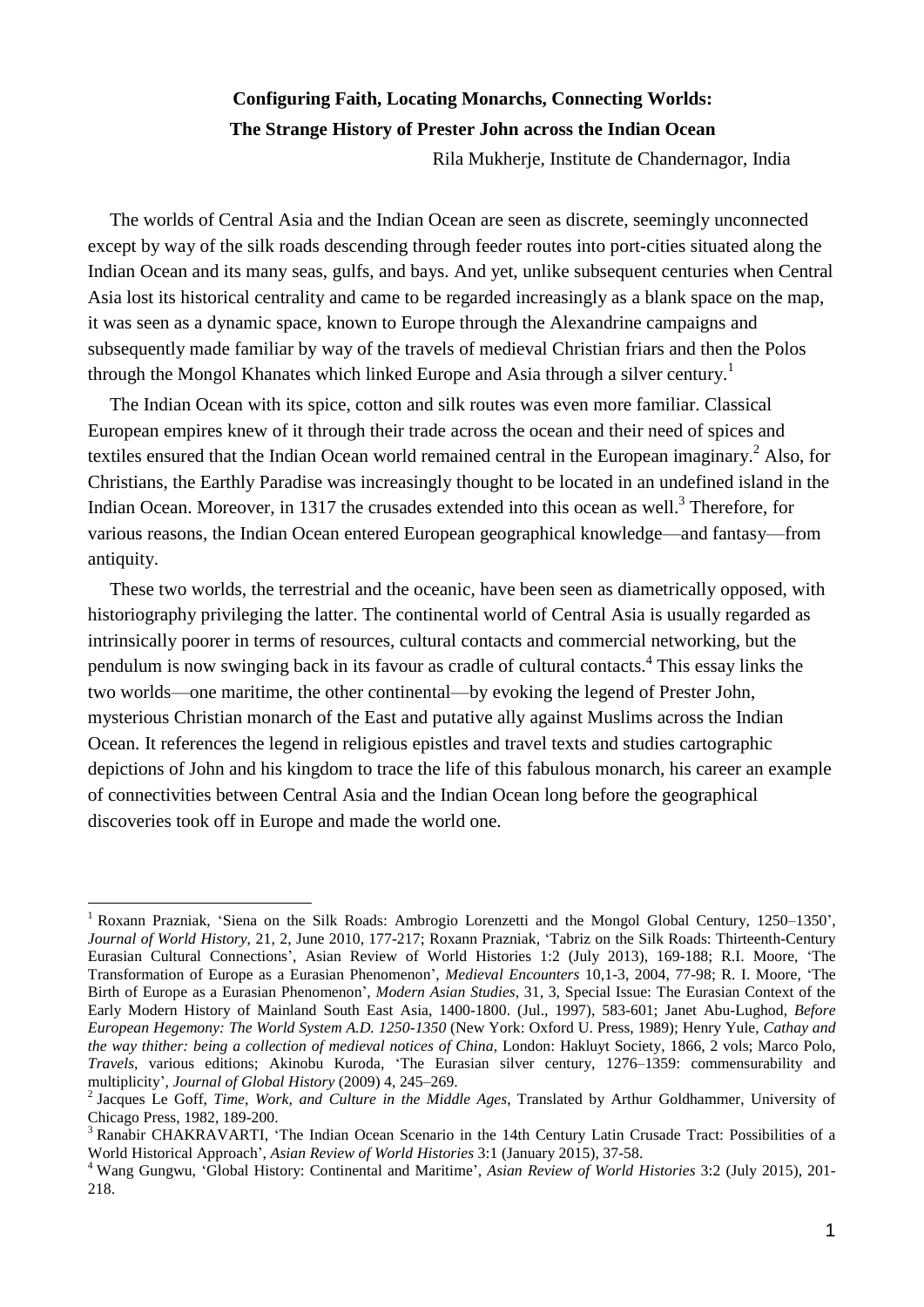# Configuring Faith, Locating Monarchs, Connecting Worlds:
## The Strange History of Prester John across the Indian Ocean

Rila Mukherje, Institute de Chandernagor, India

The worlds of Central Asia and the Indian Ocean are seen as discrete, seemingly unconnected except by way of the silk roads descending through feeder routes into port-cities situated along the Indian Ocean and its many seas, gulfs, and bays. And yet, unlike subsequent centuries when Central Asia lost its historical centrality and came to be regarded increasingly as a blank space on the map, it was seen as a dynamic space, known to Europe through the Alexandrine campaigns and subsequently made familiar by way of the travels of medieval Christian friars and then the Polos through the Mongol Khanates which linked Europe and Asia through a silver century.[1]

The Indian Ocean with its spice, cotton and silk routes was even more familiar. Classical European empires knew of it through their trade across the ocean and their need of spices and textiles ensured that the Indian Ocean world remained central in the European imaginary.[2] Also, for Christians, the Earthly Paradise was increasingly thought to be located in an undefined island in the Indian Ocean. Moreover, in 1317 the crusades extended into this ocean as well.[3] Therefore, for various reasons, the Indian Ocean entered European geographical knowledge—and fantasy—from antiquity.

These two worlds, the terrestrial and the oceanic, have been seen as diametrically opposed, with historiography privileging the latter. The continental world of Central Asia is usually regarded as intrinsically poorer in terms of resources, cultural contacts and commercial networking, but the pendulum is now swinging back in its favour as cradle of cultural contacts.[4] This essay links the two worlds—one maritime, the other continental—by evoking the legend of Prester John, mysterious Christian monarch of the East and putative ally against Muslims across the Indian Ocean. It references the legend in religious epistles and travel texts and studies cartographic depictions of John and his kingdom to trace the life of this fabulous monarch, his career an example of connectivities between Central Asia and the Indian Ocean long before the geographical discoveries took off in Europe and made the world one.

---

[1] Roxann Prazniak, 'Siena on the Silk Roads: Ambrogio Lorenzetti and the Mongol Global Century, 1250–1350', *Journal of World History*, 21, 2, June 2010, 177-217; Roxann Prazniak, 'Tabriz on the Silk Roads: Thirteenth-Century Eurasian Cultural Connections', Asian Review of World Histories 1:2 (July 2013), 169-188; R.I. Moore, 'The Transformation of Europe as a Eurasian Phenomenon', *Medieval Encounters* 10,1-3, 2004, 77-98; R. I. Moore, 'The Birth of Europe as a Eurasian Phenomenon', *Modern Asian Studies*, 31, 3, Special Issue: The Eurasian Context of the Early Modern History of Mainland South East Asia, 1400-1800. (Jul., 1997), 583-601; Janet Abu-Lughod, *Before European Hegemony: The World System A.D. 1250-1350* (New York: Oxford U. Press, 1989); Henry Yule, *Cathay and the way thither: being a collection of medieval notices of China*, London: Hakluyt Society, 1866, 2 vols; Marco Polo, *Travels*, various editions; Akinobu Kuroda, 'The Eurasian silver century, 1276–1359: commensurability and multiplicity', *Journal of Global History* (2009) 4, 245–269.

[2] Jacques Le Goff, *Time, Work, and Culture in the Middle Ages*, Translated by Arthur Goldhammer, University of Chicago Press, 1982, 189-200.

[3] Ranabir CHAKRAVARTI, 'The Indian Ocean Scenario in the 14th Century Latin Crusade Tract: Possibilities of a World Historical Approach', *Asian Review of World Histories* 3:1 (January 2015), 37-58.

[4] Wang Gungwu, 'Global History: Continental and Maritime', *Asian Review of World Histories* 3:2 (July 2015), 201-218.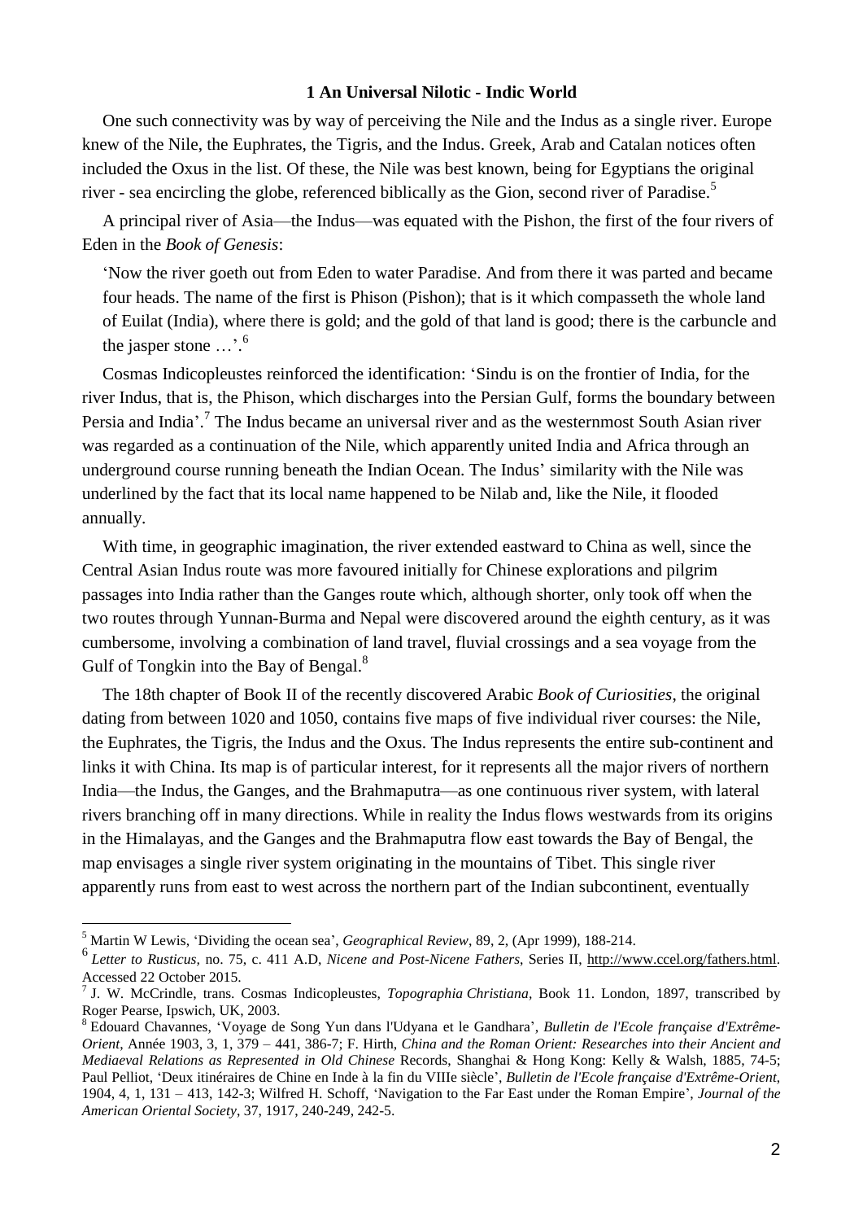## 1 An Universal Nilotic - Indic World

One such connectivity was by way of perceiving the Nile and the Indus as a single river. Europe knew of the Nile, the Euphrates, the Tigris, and the Indus. Greek, Arab and Catalan notices often included the Oxus in the list. Of these, the Nile was best known, being for Egyptians the original river - sea encircling the globe, referenced biblically as the Gion, second river of Paradise.[5]

A principal river of Asia—the Indus—was equated with the Pishon, the first of the four rivers of Eden in the *Book of Genesis*:

> 'Now the river goeth out from Eden to water Paradise. And from there it was parted and became four heads. The name of the first is Phison (Pishon); that is it which compasseth the whole land of Euilat (India), where there is gold; and the gold of that land is good; there is the carbuncle and the jasper stone …'.[6]

Cosmas Indicopleustes reinforced the identification: 'Sindu is on the frontier of India, for the river Indus, that is, the Phison, which discharges into the Persian Gulf, forms the boundary between Persia and India'.[7] The Indus became an universal river and as the westernmost South Asian river was regarded as a continuation of the Nile, which apparently united India and Africa through an underground course running beneath the Indian Ocean. The Indus' similarity with the Nile was underlined by the fact that its local name happened to be Nilab and, like the Nile, it flooded annually.

With time, in geographic imagination, the river extended eastward to China as well, since the Central Asian Indus route was more favoured initially for Chinese explorations and pilgrim passages into India rather than the Ganges route which, although shorter, only took off when the two routes through Yunnan-Burma and Nepal were discovered around the eighth century, as it was cumbersome, involving a combination of land travel, fluvial crossings and a sea voyage from the Gulf of Tongkin into the Bay of Bengal.[8]

The 18th chapter of Book II of the recently discovered Arabic *Book of Curiosities*, the original dating from between 1020 and 1050, contains five maps of five individual river courses: the Nile, the Euphrates, the Tigris, the Indus and the Oxus. The Indus represents the entire sub-continent and links it with China. Its map is of particular interest, for it represents all the major rivers of northern India—the Indus, the Ganges, and the Brahmaputra—as one continuous river system, with lateral rivers branching off in many directions. While in reality the Indus flows westwards from its origins in the Himalayas, and the Ganges and the Brahmaputra flow east towards the Bay of Bengal, the map envisages a single river system originating in the mountains of Tibet. This single river apparently runs from east to west across the northern part of the Indian subcontinent, eventually

---

[5] Martin W Lewis, 'Dividing the ocean sea', *Geographical Review*, 89, 2, (Apr 1999), 188-214.

[6] *Letter to Rusticus,* no. 75, c. 411 A.D, *Nicene and Post-Nicene Fathers*, Series II, http://www.ccel.org/fathers.html. Accessed 22 October 2015.

[7] J. W. McCrindle, trans. Cosmas Indicopleustes, *Topographia Christiana,* Book 11. London, 1897, transcribed by Roger Pearse, Ipswich, UK, 2003.

[8] Edouard Chavannes, 'Voyage de Song Yun dans l'Udyana et le Gandhara', *Bulletin de l'Ecole française d'Extrême-Orient*, Année 1903, 3, 1, 379 – 441, 386-7; F. Hirth, *China and the Roman Orient: Researches into their Ancient and Mediaeval Relations as Represented in Old Chinese* Records, Shanghai & Hong Kong: Kelly & Walsh, 1885, 74-5; Paul Pelliot, 'Deux itinéraires de Chine en Inde à la fin du VIIIe siècle', *Bulletin de l'Ecole française d'Extrême-Orient*, 1904, 4, 1, 131 – 413, 142-3; Wilfred H. Schoff, 'Navigation to the Far East under the Roman Empire', *Journal of the American Oriental Society*, 37, 1917, 240-249, 242-5.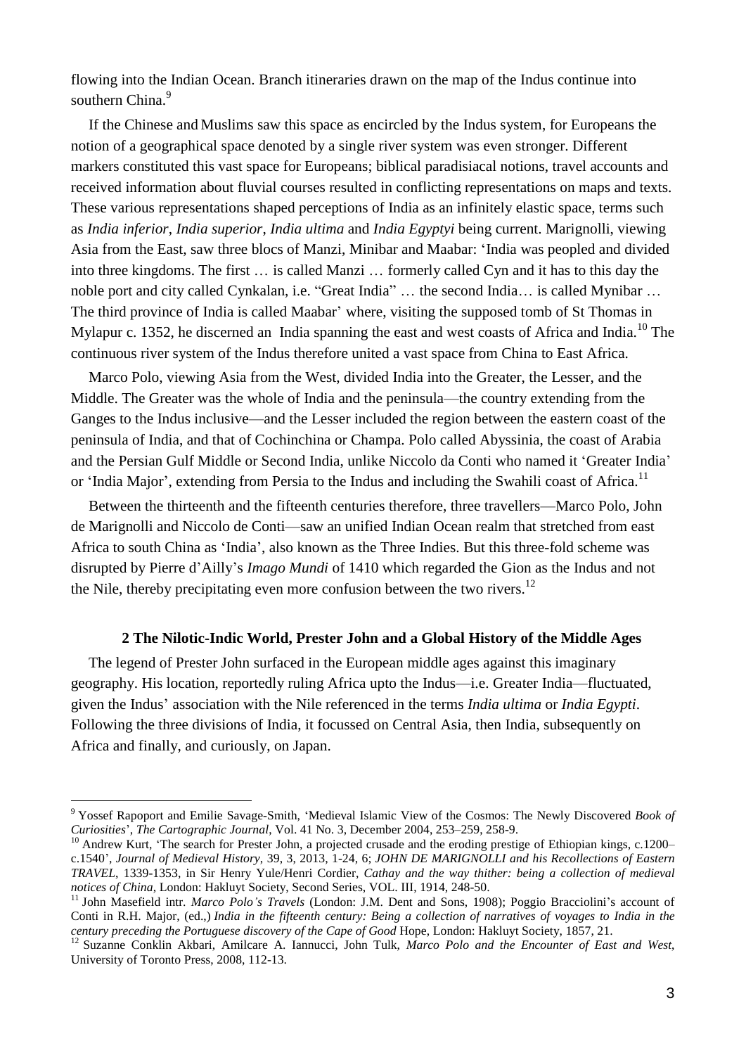flowing into the Indian Ocean. Branch itineraries drawn on the map of the Indus continue into southern China.[9]

If the Chinese and Muslims saw this space as encircled by the Indus system, for Europeans the notion of a geographical space denoted by a single river system was even stronger. Different markers constituted this vast space for Europeans; biblical paradisiacal notions, travel accounts and received information about fluvial courses resulted in conflicting representations on maps and texts. These various representations shaped perceptions of India as an infinitely elastic space, terms such as *India inferior*, *India superior*, *India ultima* and *India Egyptyi* being current. Marignolli, viewing Asia from the East, saw three blocs of Manzi, Minibar and Maabar: 'India was peopled and divided into three kingdoms. The first … is called Manzi … formerly called Cyn and it has to this day the noble port and city called Cynkalan, i.e. "Great India" … the second India… is called Mynibar … The third province of India is called Maabar' where, visiting the supposed tomb of St Thomas in Mylapur c. 1352, he discerned an India spanning the east and west coasts of Africa and India.[10] The continuous river system of the Indus therefore united a vast space from China to East Africa.

Marco Polo, viewing Asia from the West, divided India into the Greater, the Lesser, and the Middle. The Greater was the whole of India and the peninsula—the country extending from the Ganges to the Indus inclusive—and the Lesser included the region between the eastern coast of the peninsula of India, and that of Cochinchina or Champa. Polo called Abyssinia, the coast of Arabia and the Persian Gulf Middle or Second India, unlike Niccolo da Conti who named it 'Greater India' or 'India Major', extending from Persia to the Indus and including the Swahili coast of Africa.[11]

Between the thirteenth and the fifteenth centuries therefore, three travellers—Marco Polo, John de Marignolli and Niccolo de Conti—saw an unified Indian Ocean realm that stretched from east Africa to south China as 'India', also known as the Three Indies. But this three-fold scheme was disrupted by Pierre d'Ailly's *Imago Mundi* of 1410 which regarded the Gion as the Indus and not the Nile, thereby precipitating even more confusion between the two rivers.[12]

## 2 The Nilotic-Indic World, Prester John and a Global History of the Middle Ages

The legend of Prester John surfaced in the European middle ages against this imaginary geography. His location, reportedly ruling Africa upto the Indus—i.e. Greater India—fluctuated, given the Indus' association with the Nile referenced in the terms *India ultima* or *India Egypti*. Following the three divisions of India, it focussed on Central Asia, then India, subsequently on Africa and finally, and curiously, on Japan.

---

[9] Yossef Rapoport and Emilie Savage-Smith, 'Medieval Islamic View of the Cosmos: The Newly Discovered *Book of Curiosities*', *The Cartographic Journal*, Vol. 41 No. 3, December 2004, 253–259, 258-9.

[10] Andrew Kurt, 'The search for Prester John, a projected crusade and the eroding prestige of Ethiopian kings, c.1200–c.1540', *Journal of Medieval History*, 39, 3, 2013, 1-24, 6; *JOHN DE MARIGNOLLI and his Recollections of Eastern TRAVEL*, 1339-1353, in Sir Henry Yule/Henri Cordier, *Cathay and the way thither: being a collection of medieval notices of China*, London: Hakluyt Society, Second Series, VOL. III, 1914, 248-50.

[11] John Masefield intr. *Marco Polo's Travels* (London: J.M. Dent and Sons, 1908); Poggio Bracciolini's account of Conti in R.H. Major, (ed.,) *India in the fifteenth century: Being a collection of narratives of voyages to India in the century preceding the Portuguese discovery of the Cape of Good* Hope, London: Hakluyt Society, 1857, 21.

[12] Suzanne Conklin Akbari, Amilcare A. Iannucci, John Tulk, *Marco Polo and the Encounter of East and West*, University of Toronto Press, 2008, 112-13.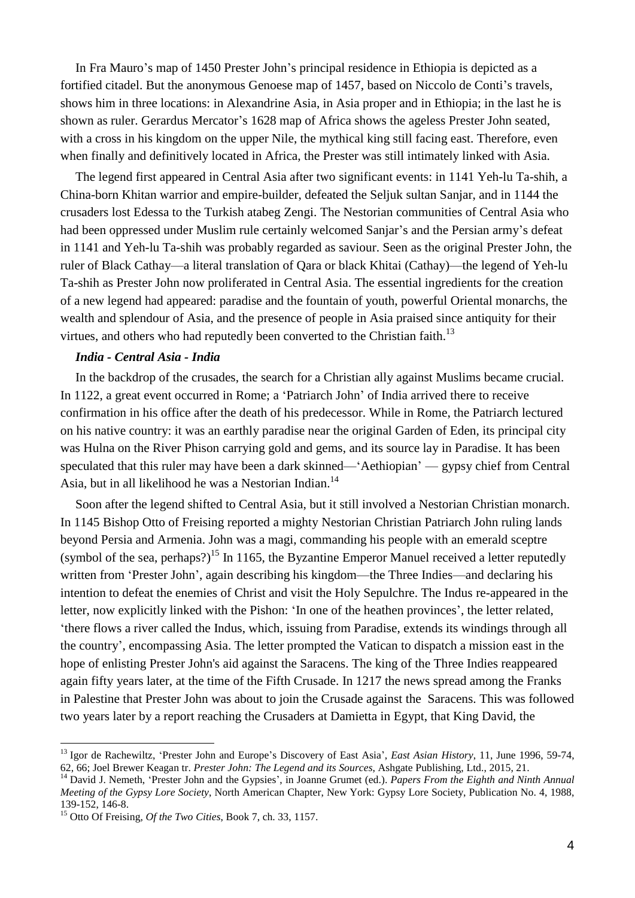In Fra Mauro's map of 1450 Prester John's principal residence in Ethiopia is depicted as a fortified citadel. But the anonymous Genoese map of 1457, based on Niccolo de Conti's travels, shows him in three locations: in Alexandrine Asia, in Asia proper and in Ethiopia; in the last he is shown as ruler. Gerardus Mercator's 1628 map of Africa shows the ageless Prester John seated, with a cross in his kingdom on the upper Nile, the mythical king still facing east. Therefore, even when finally and definitively located in Africa, the Prester was still intimately linked with Asia.

The legend first appeared in Central Asia after two significant events: in 1141 Yeh-lu Ta-shih, a China-born Khitan warrior and empire-builder, defeated the Seljuk sultan Sanjar, and in 1144 the crusaders lost Edessa to the Turkish atabeg Zengi. The Nestorian communities of Central Asia who had been oppressed under Muslim rule certainly welcomed Sanjar's and the Persian army's defeat in 1141 and Yeh-lu Ta-shih was probably regarded as saviour. Seen as the original Prester John, the ruler of Black Cathay—a literal translation of Qara or black Khitai (Cathay)—the legend of Yeh-lu Ta-shih as Prester John now proliferated in Central Asia. The essential ingredients for the creation of a new legend had appeared: paradise and the fountain of youth, powerful Oriental monarchs, the wealth and splendour of Asia, and the presence of people in Asia praised since antiquity for their virtues, and others who had reputedly been converted to the Christian faith.[13]

### *India - Central Asia - India*

In the backdrop of the crusades, the search for a Christian ally against Muslims became crucial. In 1122, a great event occurred in Rome; a 'Patriarch John' of India arrived there to receive confirmation in his office after the death of his predecessor. While in Rome, the Patriarch lectured on his native country: it was an earthly paradise near the original Garden of Eden, its principal city was Hulna on the River Phison carrying gold and gems, and its source lay in Paradise. It has been speculated that this ruler may have been a dark skinned—'Aethiopian' — gypsy chief from Central Asia, but in all likelihood he was a Nestorian Indian.[14]

Soon after the legend shifted to Central Asia, but it still involved a Nestorian Christian monarch. In 1145 Bishop Otto of Freising reported a mighty Nestorian Christian Patriarch John ruling lands beyond Persia and Armenia. John was a magi, commanding his people with an emerald sceptre (symbol of the sea, perhaps?)[15] In 1165, the Byzantine Emperor Manuel received a letter reputedly written from 'Prester John', again describing his kingdom—the Three Indies—and declaring his intention to defeat the enemies of Christ and visit the Holy Sepulchre. The Indus re-appeared in the letter, now explicitly linked with the Pishon: 'In one of the heathen provinces', the letter related, 'there flows a river called the Indus, which, issuing from Paradise, extends its windings through all the country', encompassing Asia. The letter prompted the Vatican to dispatch a mission east in the hope of enlisting Prester John's aid against the Saracens. The king of the Three Indies reappeared again fifty years later, at the time of the Fifth Crusade. In 1217 the news spread among the Franks in Palestine that Prester John was about to join the Crusade against the Saracens. This was followed two years later by a report reaching the Crusaders at Damietta in Egypt, that King David, the

---

[13] Igor de Rachewiltz, 'Prester John and Europe's Discovery of East Asia', *East Asian History*, 11, June 1996, 59-74, 62, 66; Joel Brewer Keagan tr. *Prester John: The Legend and its Sources*, Ashgate Publishing, Ltd., 2015, 21.

[14] David J. Nemeth, 'Prester John and the Gypsies', in Joanne Grumet (ed.). *Papers From the Eighth and Ninth Annual Meeting of the Gypsy Lore Society*, North American Chapter, New York: Gypsy Lore Society, Publication No. 4, 1988, 139-152, 146-8.

[15] Otto Of Freising, *Of the Two Cities*, Book 7, ch. 33, 1157.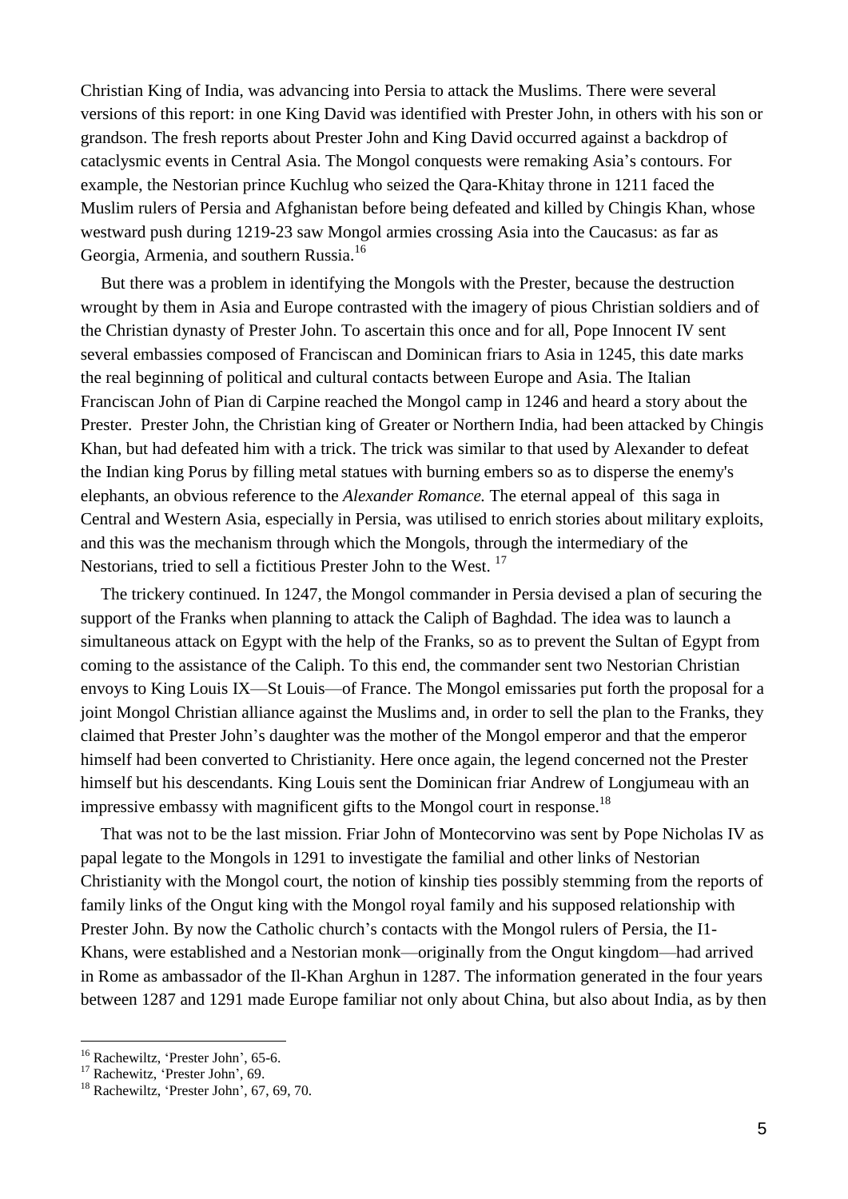Christian King of India, was advancing into Persia to attack the Muslims. There were several versions of this report: in one King David was identified with Prester John, in others with his son or grandson. The fresh reports about Prester John and King David occurred against a backdrop of cataclysmic events in Central Asia. The Mongol conquests were remaking Asia's contours. For example, the Nestorian prince Kuchlug who seized the Qara-Khitay throne in 1211 faced the Muslim rulers of Persia and Afghanistan before being defeated and killed by Chingis Khan, whose westward push during 1219-23 saw Mongol armies crossing Asia into the Caucasus: as far as Georgia, Armenia, and southern Russia.[16]

But there was a problem in identifying the Mongols with the Prester, because the destruction wrought by them in Asia and Europe contrasted with the imagery of pious Christian soldiers and of the Christian dynasty of Prester John. To ascertain this once and for all, Pope Innocent IV sent several embassies composed of Franciscan and Dominican friars to Asia in 1245, this date marks the real beginning of political and cultural contacts between Europe and Asia. The Italian Franciscan John of Pian di Carpine reached the Mongol camp in 1246 and heard a story about the Prester. Prester John, the Christian king of Greater or Northern India, had been attacked by Chingis Khan, but had defeated him with a trick. The trick was similar to that used by Alexander to defeat the Indian king Porus by filling metal statues with burning embers so as to disperse the enemy's elephants, an obvious reference to the *Alexander Romance.* The eternal appeal of this saga in Central and Western Asia, especially in Persia, was utilised to enrich stories about military exploits, and this was the mechanism through which the Mongols, through the intermediary of the Nestorians, tried to sell a fictitious Prester John to the West. [17]

The trickery continued. In 1247, the Mongol commander in Persia devised a plan of securing the support of the Franks when planning to attack the Caliph of Baghdad. The idea was to launch a simultaneous attack on Egypt with the help of the Franks, so as to prevent the Sultan of Egypt from coming to the assistance of the Caliph. To this end, the commander sent two Nestorian Christian envoys to King Louis IX—St Louis—of France. The Mongol emissaries put forth the proposal for a joint Mongol Christian alliance against the Muslims and, in order to sell the plan to the Franks, they claimed that Prester John's daughter was the mother of the Mongol emperor and that the emperor himself had been converted to Christianity. Here once again, the legend concerned not the Prester himself but his descendants. King Louis sent the Dominican friar Andrew of Longjumeau with an impressive embassy with magnificent gifts to the Mongol court in response.[18]

That was not to be the last mission. Friar John of Montecorvino was sent by Pope Nicholas IV as papal legate to the Mongols in 1291 to investigate the familial and other links of Nestorian Christianity with the Mongol court, the notion of kinship ties possibly stemming from the reports of family links of the Ongut king with the Mongol royal family and his supposed relationship with Prester John. By now the Catholic church's contacts with the Mongol rulers of Persia, the I1-Khans, were established and a Nestorian monk—originally from the Ongut kingdom—had arrived in Rome as ambassador of the Il-Khan Arghun in 1287. The information generated in the four years between 1287 and 1291 made Europe familiar not only about China, but also about India, as by then

---

[16] Rachewiltz, 'Prester John', 65-6.

[17] Rachewitz, 'Prester John', 69.

[18] Rachewiltz, 'Prester John', 67, 69, 70.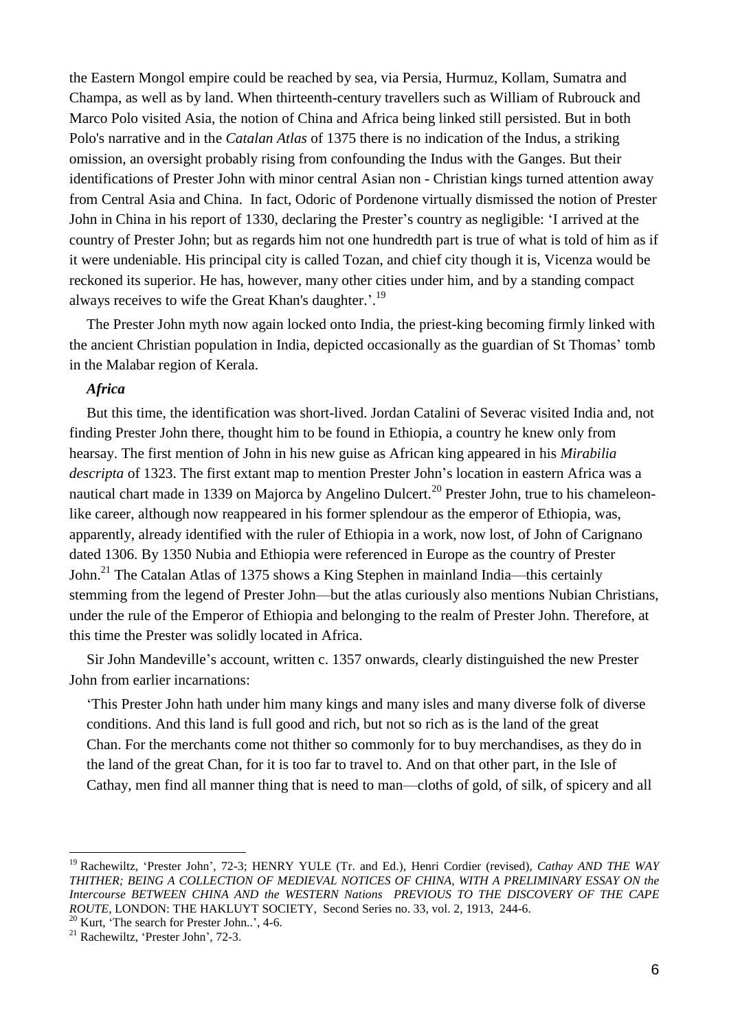the Eastern Mongol empire could be reached by sea, via Persia, Hurmuz, Kollam, Sumatra and Champa, as well as by land. When thirteenth-century travellers such as William of Rubrouck and Marco Polo visited Asia, the notion of China and Africa being linked still persisted. But in both Polo's narrative and in the *Catalan Atlas* of 1375 there is no indication of the Indus, a striking omission, an oversight probably rising from confounding the Indus with the Ganges. But their identifications of Prester John with minor central Asian non - Christian kings turned attention away from Central Asia and China. In fact, Odoric of Pordenone virtually dismissed the notion of Prester John in China in his report of 1330, declaring the Prester's country as negligible: 'I arrived at the country of Prester John; but as regards him not one hundredth part is true of what is told of him as if it were undeniable. His principal city is called Tozan, and chief city though it is, Vicenza would be reckoned its superior. He has, however, many other cities under him, and by a standing compact always receives to wife the Great Khan's daughter.'.[19]

The Prester John myth now again locked onto India, the priest-king becoming firmly linked with the ancient Christian population in India, depicted occasionally as the guardian of St Thomas' tomb in the Malabar region of Kerala.

### *Africa*

But this time, the identification was short-lived. Jordan Catalini of Severac visited India and, not finding Prester John there, thought him to be found in Ethiopia, a country he knew only from hearsay. The first mention of John in his new guise as African king appeared in his *Mirabilia descripta* of 1323. The first extant map to mention Prester John's location in eastern Africa was a nautical chart made in 1339 on Majorca by Angelino Dulcert.[20] Prester John, true to his chameleon-like career, although now reappeared in his former splendour as the emperor of Ethiopia, was, apparently, already identified with the ruler of Ethiopia in a work, now lost, of John of Carignano dated 1306. By 1350 Nubia and Ethiopia were referenced in Europe as the country of Prester John.[21] The Catalan Atlas of 1375 shows a King Stephen in mainland India—this certainly stemming from the legend of Prester John—but the atlas curiously also mentions Nubian Christians, under the rule of the Emperor of Ethiopia and belonging to the realm of Prester John. Therefore, at this time the Prester was solidly located in Africa.

Sir John Mandeville's account, written c. 1357 onwards, clearly distinguished the new Prester John from earlier incarnations:

> 'This Prester John hath under him many kings and many isles and many diverse folk of diverse conditions. And this land is full good and rich, but not so rich as is the land of the great Chan. For the merchants come not thither so commonly for to buy merchandises, as they do in the land of the great Chan, for it is too far to travel to. And on that other part, in the Isle of Cathay, men find all manner thing that is need to man—cloths of gold, of silk, of spicery and all

---

[19] Rachewiltz, 'Prester John', 72-3; HENRY YULE (Tr. and Ed.), Henri Cordier (revised), *Cathay AND THE WAY THITHER; BEING A COLLECTION OF MEDIEVAL NOTICES OF CHINA, WITH A PRELIMINARY ESSAY ON the Intercourse BETWEEN CHINA AND the WESTERN Nations PREVIOUS TO THE DISCOVERY OF THE CAPE ROUTE*, LONDON: THE HAKLUYT SOCIETY, Second Series no. 33, vol. 2, 1913, 244-6.

[20] Kurt, 'The search for Prester John..', 4-6.

[21] Rachewiltz, 'Prester John', 72-3.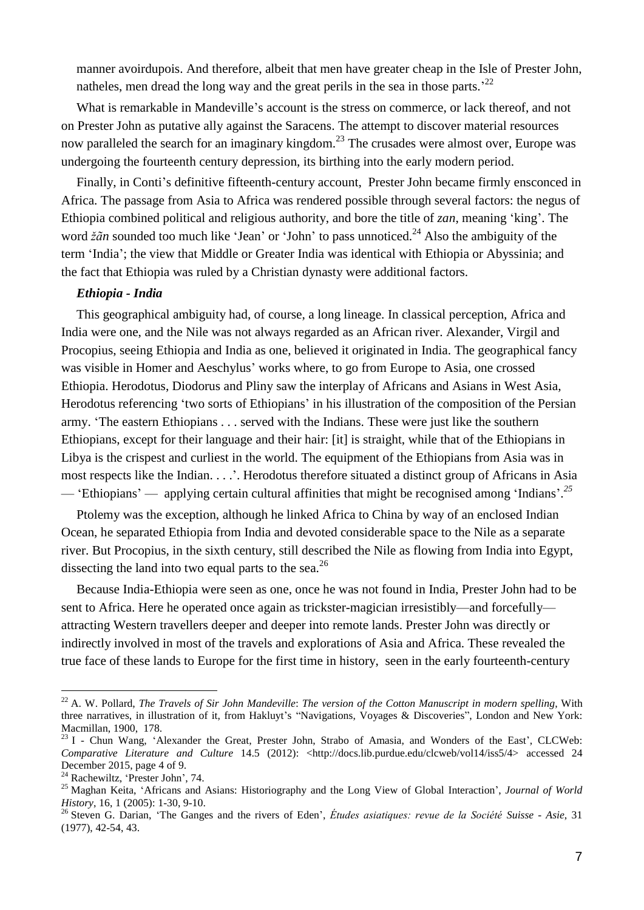manner avoirdupois. And therefore, albeit that men have greater cheap in the Isle of Prester John, natheles, men dread the long way and the great perils in the sea in those parts.'[22]

What is remarkable in Mandeville's account is the stress on commerce, or lack thereof, and not on Prester John as putative ally against the Saracens. The attempt to discover material resources now paralleled the search for an imaginary kingdom.[23] The crusades were almost over, Europe was undergoing the fourteenth century depression, its birthing into the early modern period.

Finally, in Conti's definitive fifteenth-century account, Prester John became firmly ensconced in Africa. The passage from Asia to Africa was rendered possible through several factors: the negus of Ethiopia combined political and religious authority, and bore the title of *zan*, meaning 'king'. The word *žăn* sounded too much like 'Jean' or 'John' to pass unnoticed.[24] Also the ambiguity of the term 'India'; the view that Middle or Greater India was identical with Ethiopia or Abyssinia; and the fact that Ethiopia was ruled by a Christian dynasty were additional factors.

### *Ethiopia - India*

This geographical ambiguity had, of course, a long lineage. In classical perception, Africa and India were one, and the Nile was not always regarded as an African river. Alexander, Virgil and Procopius, seeing Ethiopia and India as one, believed it originated in India. The geographical fancy was visible in Homer and Aeschylus' works where, to go from Europe to Asia, one crossed Ethiopia. Herodotus, Diodorus and Pliny saw the interplay of Africans and Asians in West Asia, Herodotus referencing 'two sorts of Ethiopians' in his illustration of the composition of the Persian army. 'The eastern Ethiopians . . . served with the Indians. These were just like the southern Ethiopians, except for their language and their hair: [it] is straight, while that of the Ethiopians in Libya is the crispest and curliest in the world. The equipment of the Ethiopians from Asia was in most respects like the Indian. . . .'. Herodotus therefore situated a distinct group of Africans in Asia — 'Ethiopians' — applying certain cultural affinities that might be recognised among 'Indians'.[25]

Ptolemy was the exception, although he linked Africa to China by way of an enclosed Indian Ocean, he separated Ethiopia from India and devoted considerable space to the Nile as a separate river. But Procopius, in the sixth century, still described the Nile as flowing from India into Egypt, dissecting the land into two equal parts to the sea.[26]

Because India-Ethiopia were seen as one, once he was not found in India, Prester John had to be sent to Africa. Here he operated once again as trickster-magician irresistibly—and forcefully—attracting Western travellers deeper and deeper into remote lands. Prester John was directly or indirectly involved in most of the travels and explorations of Asia and Africa. These revealed the true face of these lands to Europe for the first time in history, seen in the early fourteenth-century

---

[22] A. W. Pollard, *The Travels of Sir John Mandeville*: *The version of the Cotton Manuscript in modern spelling*, With three narratives, in illustration of it, from Hakluyt's "Navigations, Voyages & Discoveries", London and New York: Macmillan, 1900, 178.

[23] I - Chun Wang, 'Alexander the Great, Prester John, Strabo of Amasia, and Wonders of the East', CLCWeb: *Comparative Literature and Culture* 14.5 (2012): <http://docs.lib.purdue.edu/clcweb/vol14/iss5/4> accessed 24 December 2015, page 4 of 9.

[24] Rachewiltz, 'Prester John', 74.

[25] Maghan Keita, 'Africans and Asians: Historiography and the Long View of Global Interaction', *Journal of World History*, 16, 1 (2005): 1-30, 9-10.

[26] Steven G. Darian, 'The Ganges and the rivers of Eden', *Études asiatiques: revue de la Société Suisse - Asie*, 31 (1977), 42-54, 43.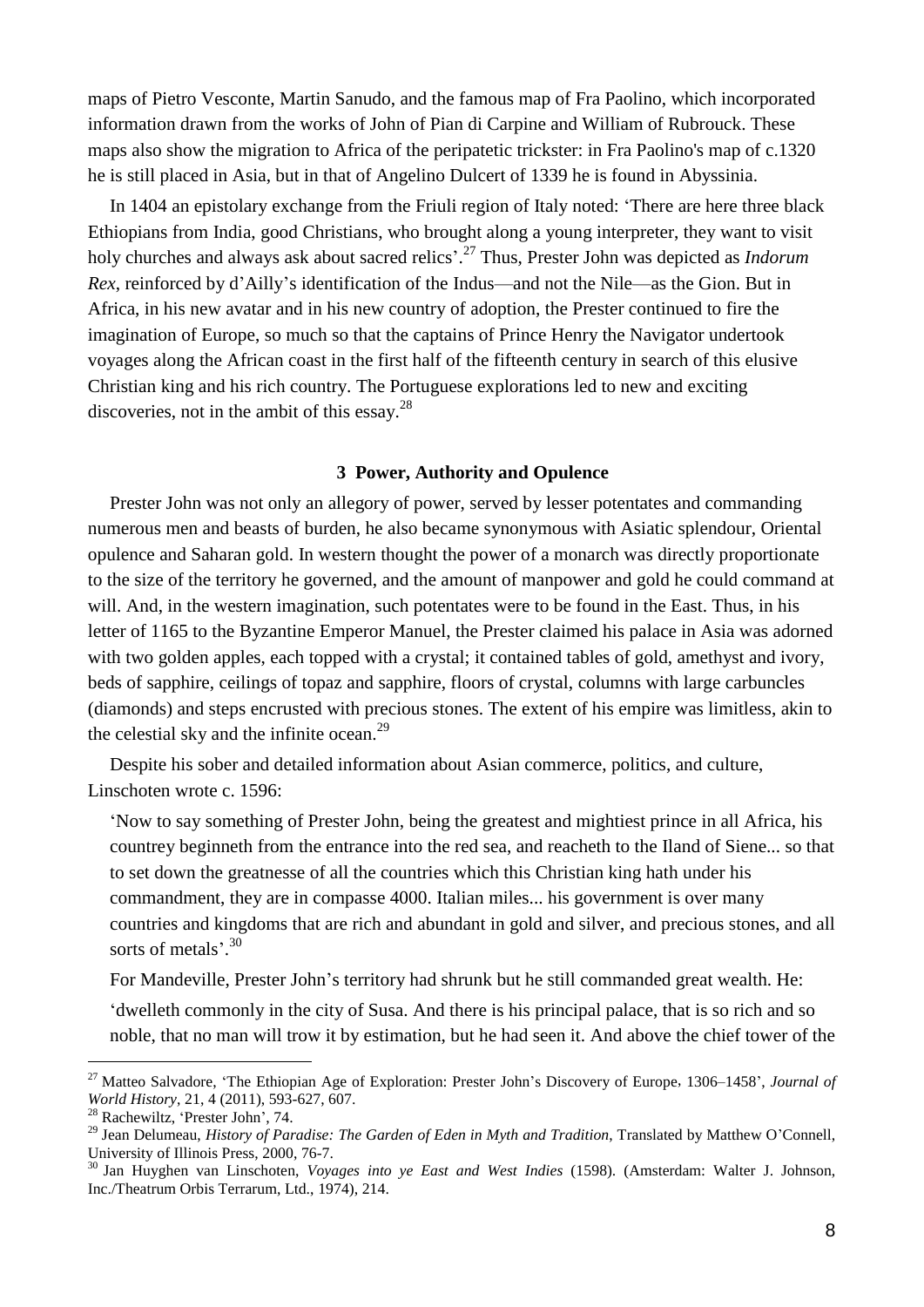maps of Pietro Vesconte, Martin Sanudo, and the famous map of Fra Paolino, which incorporated information drawn from the works of John of Pian di Carpine and William of Rubrouck. These maps also show the migration to Africa of the peripatetic trickster: in Fra Paolino's map of c.1320 he is still placed in Asia, but in that of Angelino Dulcert of 1339 he is found in Abyssinia.

In 1404 an epistolary exchange from the Friuli region of Italy noted: 'There are here three black Ethiopians from India, good Christians, who brought along a young interpreter, they want to visit holy churches and always ask about sacred relics'.[27] Thus, Prester John was depicted as *Indorum Rex*, reinforced by d'Ailly's identification of the Indus—and not the Nile—as the Gion. But in Africa, in his new avatar and in his new country of adoption, the Prester continued to fire the imagination of Europe, so much so that the captains of Prince Henry the Navigator undertook voyages along the African coast in the first half of the fifteenth century in search of this elusive Christian king and his rich country. The Portuguese explorations led to new and exciting discoveries, not in the ambit of this essay.[28]

## 3 Power, Authority and Opulence

Prester John was not only an allegory of power, served by lesser potentates and commanding numerous men and beasts of burden, he also became synonymous with Asiatic splendour, Oriental opulence and Saharan gold. In western thought the power of a monarch was directly proportionate to the size of the territory he governed, and the amount of manpower and gold he could command at will. And, in the western imagination, such potentates were to be found in the East. Thus, in his letter of 1165 to the Byzantine Emperor Manuel, the Prester claimed his palace in Asia was adorned with two golden apples, each topped with a crystal; it contained tables of gold, amethyst and ivory, beds of sapphire, ceilings of topaz and sapphire, floors of crystal, columns with large carbuncles (diamonds) and steps encrusted with precious stones. The extent of his empire was limitless, akin to the celestial sky and the infinite ocean.[29]

Despite his sober and detailed information about Asian commerce, politics, and culture, Linschoten wrote c. 1596:

> 'Now to say something of Prester John, being the greatest and mightiest prince in all Africa, his countrey beginneth from the entrance into the red sea, and reacheth to the Iland of Siene... so that to set down the greatnesse of all the countries which this Christian king hath under his commandment, they are in compasse 4000. Italian miles... his government is over many countries and kingdoms that are rich and abundant in gold and silver, and precious stones, and all sorts of metals'.[30]

For Mandeville, Prester John's territory had shrunk but he still commanded great wealth. He:

> 'dwelleth commonly in the city of Susa. And there is his principal palace, that is so rich and so noble, that no man will trow it by estimation, but he had seen it. And above the chief tower of the

---

[27] Matteo Salvadore, 'The Ethiopian Age of Exploration: Prester John's Discovery of Europe, 1306–1458', *Journal of World History*, 21, 4 (2011), 593-627, 607.

[28] Rachewiltz, 'Prester John', 74.

[29] Jean Delumeau, *History of Paradise: The Garden of Eden in Myth and Tradition*, Translated by Matthew O'Connell, University of Illinois Press, 2000, 76-7.

[30] Jan Huyghen van Linschoten, *Voyages into ye East and West Indies* (1598). (Amsterdam: Walter J. Johnson, Inc./Theatrum Orbis Terrarum, Ltd., 1974), 214.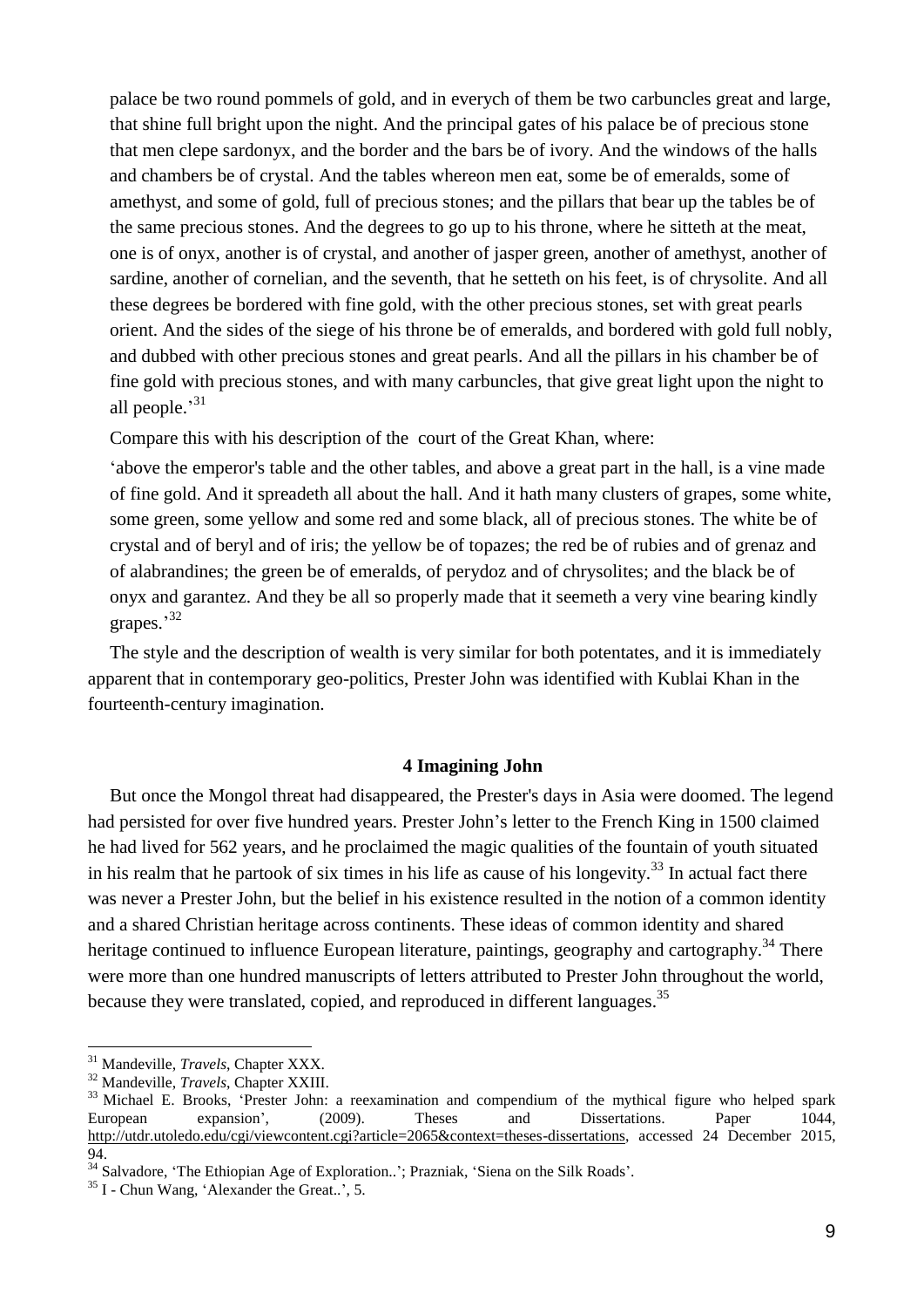palace be two round pommels of gold, and in everych of them be two carbuncles great and large, that shine full bright upon the night. And the principal gates of his palace be of precious stone that men clepe sardonyx, and the border and the bars be of ivory. And the windows of the halls and chambers be of crystal. And the tables whereon men eat, some be of emeralds, some of amethyst, and some of gold, full of precious stones; and the pillars that bear up the tables be of the same precious stones. And the degrees to go up to his throne, where he sitteth at the meat, one is of onyx, another is of crystal, and another of jasper green, another of amethyst, another of sardine, another of cornelian, and the seventh, that he setteth on his feet, is of chrysolite. And all these degrees be bordered with fine gold, with the other precious stones, set with great pearls orient. And the sides of the siege of his throne be of emeralds, and bordered with gold full nobly, and dubbed with other precious stones and great pearls. And all the pillars in his chamber be of fine gold with precious stones, and with many carbuncles, that give great light upon the night to all people.'[31]

Compare this with his description of the court of the Great Khan, where:

'above the emperor's table and the other tables, and above a great part in the hall, is a vine made of fine gold. And it spreadeth all about the hall. And it hath many clusters of grapes, some white, some green, some yellow and some red and some black, all of precious stones. The white be of crystal and of beryl and of iris; the yellow be of topazes; the red be of rubies and of grenaz and of alabrandines; the green be of emeralds, of perydoz and of chrysolites; and the black be of onyx and garantez. And they be all so properly made that it seemeth a very vine bearing kindly grapes.'[32]

The style and the description of wealth is very similar for both potentates, and it is immediately apparent that in contemporary geo-politics, Prester John was identified with Kublai Khan in the fourteenth-century imagination.

## 4 Imagining John

But once the Mongol threat had disappeared, the Prester's days in Asia were doomed. The legend had persisted for over five hundred years. Prester John's letter to the French King in 1500 claimed he had lived for 562 years, and he proclaimed the magic qualities of the fountain of youth situated in his realm that he partook of six times in his life as cause of his longevity.[33] In actual fact there was never a Prester John, but the belief in his existence resulted in the notion of a common identity and a shared Christian heritage across continents. These ideas of common identity and shared heritage continued to influence European literature, paintings, geography and cartography.[34] There were more than one hundred manuscripts of letters attributed to Prester John throughout the world, because they were translated, copied, and reproduced in different languages.[35]

---

[31] Mandeville, *Travels*, Chapter XXX.

[32] Mandeville, *Travels*, Chapter XXIII.

[33] Michael E. Brooks, 'Prester John: a reexamination and compendium of the mythical figure who helped spark European expansion', (2009). Theses and Dissertations. Paper 1044, http://utdr.utoledo.edu/cgi/viewcontent.cgi?article=2065&context=theses-dissertations, accessed 24 December 2015, 94.

[34] Salvadore, 'The Ethiopian Age of Exploration..'; Prazniak, 'Siena on the Silk Roads'.

[35] I - Chun Wang, 'Alexander the Great..', 5.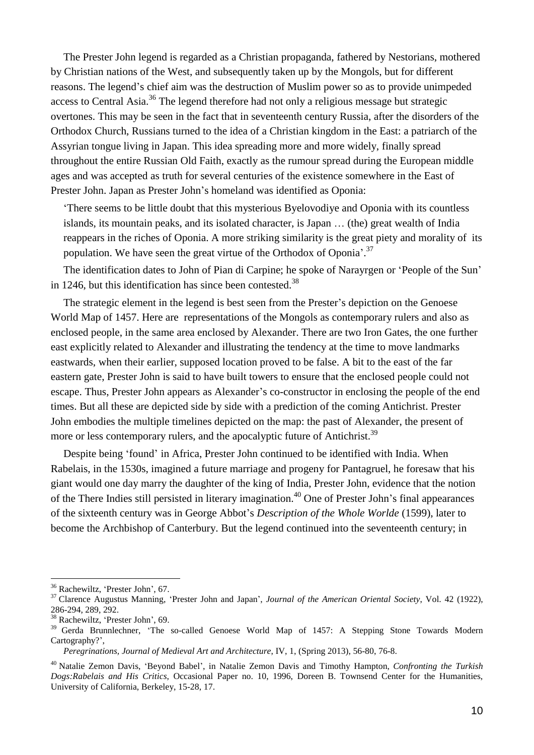The Prester John legend is regarded as a Christian propaganda, fathered by Nestorians, mothered by Christian nations of the West, and subsequently taken up by the Mongols, but for different reasons. The legend's chief aim was the destruction of Muslim power so as to provide unimpeded access to Central Asia.[36] The legend therefore had not only a religious message but strategic overtones. This may be seen in the fact that in seventeenth century Russia, after the disorders of the Orthodox Church, Russians turned to the idea of a Christian kingdom in the East: a patriarch of the Assyrian tongue living in Japan. This idea spreading more and more widely, finally spread throughout the entire Russian Old Faith, exactly as the rumour spread during the European middle ages and was accepted as truth for several centuries of the existence somewhere in the East of Prester John. Japan as Prester John's homeland was identified as Oponia:

> 'There seems to be little doubt that this mysterious Byelovodiye and Oponia with its countless islands, its mountain peaks, and its isolated character, is Japan … (the) great wealth of India reappears in the riches of Oponia. A more striking similarity is the great piety and morality of its population. We have seen the great virtue of the Orthodox of Oponia'.[37]

The identification dates to John of Pian di Carpine; he spoke of Narayrgen or 'People of the Sun' in 1246, but this identification has since been contested.[38]

The strategic element in the legend is best seen from the Prester's depiction on the Genoese World Map of 1457. Here are representations of the Mongols as contemporary rulers and also as enclosed people, in the same area enclosed by Alexander. There are two Iron Gates, the one further east explicitly related to Alexander and illustrating the tendency at the time to move landmarks eastwards, when their earlier, supposed location proved to be false. A bit to the east of the far eastern gate, Prester John is said to have built towers to ensure that the enclosed people could not escape. Thus, Prester John appears as Alexander's co-constructor in enclosing the people of the end times. But all these are depicted side by side with a prediction of the coming Antichrist. Prester John embodies the multiple timelines depicted on the map: the past of Alexander, the present of more or less contemporary rulers, and the apocalyptic future of Antichrist.[39]

Despite being 'found' in Africa, Prester John continued to be identified with India. When Rabelais, in the 1530s, imagined a future marriage and progeny for Pantagruel, he foresaw that his giant would one day marry the daughter of the king of India, Prester John, evidence that the notion of the There Indies still persisted in literary imagination.[40] One of Prester John's final appearances of the sixteenth century was in George Abbot's *Description of the Whole Worlde* (1599), later to become the Archbishop of Canterbury. But the legend continued into the seventeenth century; in

---

[36] Rachewiltz, 'Prester John', 67.

[37] Clarence Augustus Manning, 'Prester John and Japan', *Journal of the American Oriental Society*, Vol. 42 (1922), 286-294, 289, 292.

[38] Rachewiltz, 'Prester John', 69.

[39] Gerda Brunnlechner, 'The so-called Genoese World Map of 1457: A Stepping Stone Towards Modern Cartography?', *Peregrinations, Journal of Medieval Art and Architecture*, IV, 1, (Spring 2013), 56-80, 76-8.

[40] Natalie Zemon Davis, 'Beyond Babel', in Natalie Zemon Davis and Timothy Hampton, *Confronting the Turkish Dogs:Rabelais and His Critics*, Occasional Paper no. 10, 1996, Doreen B. Townsend Center for the Humanities, University of California, Berkeley, 15-28, 17.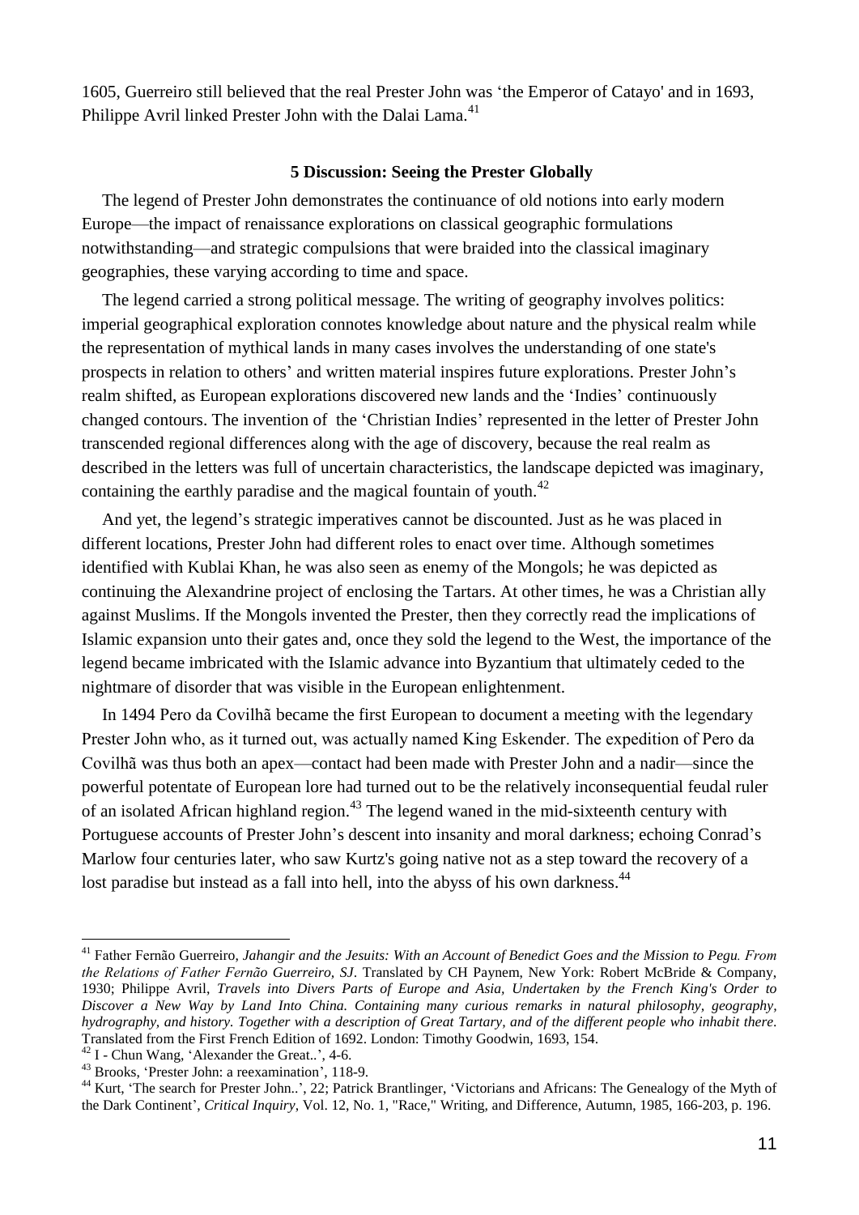1605, Guerreiro still believed that the real Prester John was 'the Emperor of Catayo' and in 1693, Philippe Avril linked Prester John with the Dalai Lama.[41]

## 5 Discussion: Seeing the Prester Globally

The legend of Prester John demonstrates the continuance of old notions into early modern Europe—the impact of renaissance explorations on classical geographic formulations notwithstanding—and strategic compulsions that were braided into the classical imaginary geographies, these varying according to time and space.

The legend carried a strong political message. The writing of geography involves politics: imperial geographical exploration connotes knowledge about nature and the physical realm while the representation of mythical lands in many cases involves the understanding of one state's prospects in relation to others' and written material inspires future explorations. Prester John's realm shifted, as European explorations discovered new lands and the 'Indies' continuously changed contours. The invention of the 'Christian Indies' represented in the letter of Prester John transcended regional differences along with the age of discovery, because the real realm as described in the letters was full of uncertain characteristics, the landscape depicted was imaginary, containing the earthly paradise and the magical fountain of youth.[42]

And yet, the legend's strategic imperatives cannot be discounted. Just as he was placed in different locations, Prester John had different roles to enact over time. Although sometimes identified with Kublai Khan, he was also seen as enemy of the Mongols; he was depicted as continuing the Alexandrine project of enclosing the Tartars. At other times, he was a Christian ally against Muslims. If the Mongols invented the Prester, then they correctly read the implications of Islamic expansion unto their gates and, once they sold the legend to the West, the importance of the legend became imbricated with the Islamic advance into Byzantium that ultimately ceded to the nightmare of disorder that was visible in the European enlightenment.

In 1494 Pero da Covilhã became the first European to document a meeting with the legendary Prester John who, as it turned out, was actually named King Eskender. The expedition of Pero da Covilhã was thus both an apex—contact had been made with Prester John and a nadir—since the powerful potentate of European lore had turned out to be the relatively inconsequential feudal ruler of an isolated African highland region.[43] The legend waned in the mid-sixteenth century with Portuguese accounts of Prester John's descent into insanity and moral darkness; echoing Conrad's Marlow four centuries later, who saw Kurtz's going native not as a step toward the recovery of a lost paradise but instead as a fall into hell, into the abyss of his own darkness.[44]

---

[41] Father Fernão Guerreiro, *Jahangir and the Jesuits: With an Account of Benedict Goes and the Mission to Pegu. From the Relations of Father Fernão Guerreiro, SJ*. Translated by CH Paynem, New York: Robert McBride & Company, 1930; Philippe Avril, *Travels into Divers Parts of Europe and Asia, Undertaken by the French King's Order to Discover a New Way by Land Into China. Containing many curious remarks in natural philosophy, geography, hydrography, and history. Together with a description of Great Tartary, and of the different people who inhabit there.* Translated from the First French Edition of 1692. London: Timothy Goodwin, 1693, 154.

[42] I - Chun Wang, 'Alexander the Great..', 4-6.

[43] Brooks, 'Prester John: a reexamination', 118-9.

[44] Kurt, 'The search for Prester John..', 22; Patrick Brantlinger, 'Victorians and Africans: The Genealogy of the Myth of the Dark Continent', *Critical Inquiry*, Vol. 12, No. 1, "Race," Writing, and Difference, Autumn, 1985, 166-203, p. 196.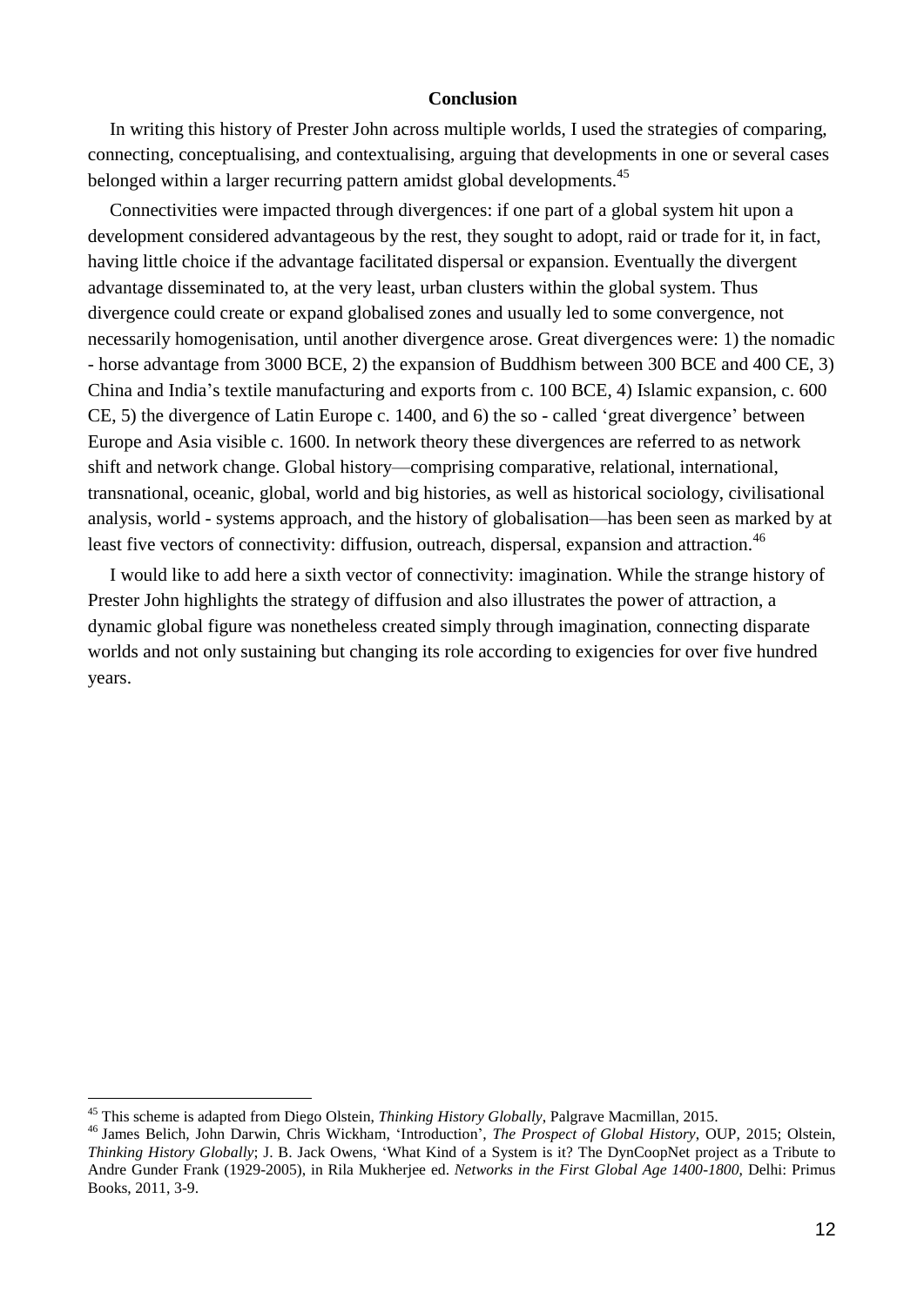## Conclusion

In writing this history of Prester John across multiple worlds, I used the strategies of comparing, connecting, conceptualising, and contextualising, arguing that developments in one or several cases belonged within a larger recurring pattern amidst global developments.[45]

Connectivities were impacted through divergences: if one part of a global system hit upon a development considered advantageous by the rest, they sought to adopt, raid or trade for it, in fact, having little choice if the advantage facilitated dispersal or expansion. Eventually the divergent advantage disseminated to, at the very least, urban clusters within the global system. Thus divergence could create or expand globalised zones and usually led to some convergence, not necessarily homogenisation, until another divergence arose. Great divergences were: 1) the nomadic - horse advantage from 3000 BCE, 2) the expansion of Buddhism between 300 BCE and 400 CE, 3) China and India's textile manufacturing and exports from c. 100 BCE, 4) Islamic expansion, c. 600 CE, 5) the divergence of Latin Europe c. 1400, and 6) the so - called 'great divergence' between Europe and Asia visible c. 1600. In network theory these divergences are referred to as network shift and network change. Global history—comprising comparative, relational, international, transnational, oceanic, global, world and big histories, as well as historical sociology, civilisational analysis, world - systems approach, and the history of globalisation—has been seen as marked by at least five vectors of connectivity: diffusion, outreach, dispersal, expansion and attraction.[46]

I would like to add here a sixth vector of connectivity: imagination. While the strange history of Prester John highlights the strategy of diffusion and also illustrates the power of attraction, a dynamic global figure was nonetheless created simply through imagination, connecting disparate worlds and not only sustaining but changing its role according to exigencies for over five hundred years.

---

[45] This scheme is adapted from Diego Olstein, *Thinking History Globally*, Palgrave Macmillan, 2015.

[46] James Belich, John Darwin, Chris Wickham, 'Introduction', *The Prospect of Global History*, OUP, 2015; Olstein, *Thinking History Globally*; J. B. Jack Owens, 'What Kind of a System is it? The DynCoopNet project as a Tribute to Andre Gunder Frank (1929-2005), in Rila Mukherjee ed. *Networks in the First Global Age 1400-1800*, Delhi: Primus Books, 2011, 3-9.